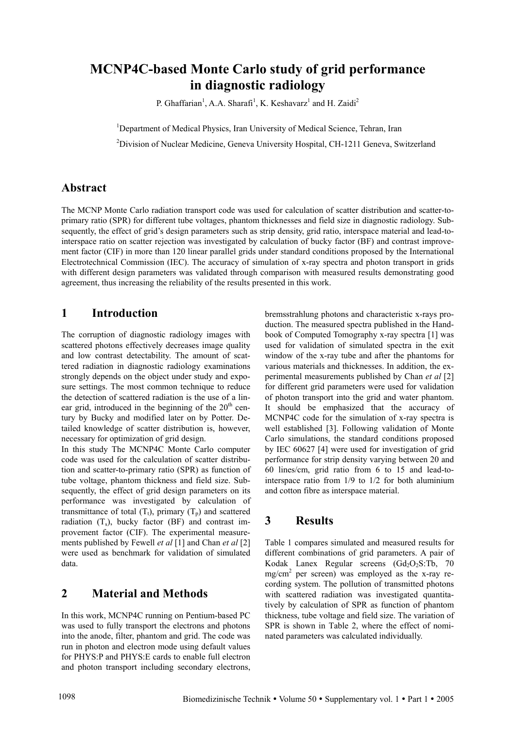# MCNP4C-based Monte Carlo study of grid performance in diagnostic radiology

P. Ghaffarian[1], A.A. Sharafi[1], K. Keshavarz[1] and H. Zaidi[2]

[1]Department of Medical Physics, Iran University of Medical Science, Tehran, Iran

[2]Division of Nuclear Medicine, Geneva University Hospital, CH-1211 Geneva, Switzerland

## Abstract

The MCNP Monte Carlo radiation transport code was used for calculation of scatter distribution and scatter-to-primary ratio (SPR) for different tube voltages, phantom thicknesses and field size in diagnostic radiology. Subsequently, the effect of grid's design parameters such as strip density, grid ratio, interspace material and lead-to-interspace ratio on scatter rejection was investigated by calculation of bucky factor (BF) and contrast improvement factor (CIF) in more than 120 linear parallel grids under standard conditions proposed by the International Electrotechnical Commission (IEC). The accuracy of simulation of x-ray spectra and photon transport in grids with different design parameters was validated through comparison with measured results demonstrating good agreement, thus increasing the reliability of the results presented in this work.

## 1 Introduction

The corruption of diagnostic radiology images with scattered photons effectively decreases image quality and low contrast detectability. The amount of scattered radiation in diagnostic radiology examinations strongly depends on the object under study and exposure settings. The most common technique to reduce the detection of scattered radiation is the use of a linear grid, introduced in the beginning of the 20th century by Bucky and modified later on by Potter. Detailed knowledge of scatter distribution is, however, necessary for optimization of grid design.

In this study The MCNP4C Monte Carlo computer code was used for the calculation of scatter distribution and scatter-to-primary ratio (SPR) as function of tube voltage, phantom thickness and field size. Subsequently, the effect of grid design parameters on its performance was investigated by calculation of transmittance of total ($T_t$), primary ($T_p$) and scattered radiation ($T_s$), bucky factor (BF) and contrast improvement factor (CIF). The experimental measurements published by Fewell *et al* [1] and Chan *et al* [2] were used as benchmark for validation of simulated data.

## 2 Material and Methods

In this work, MCNP4C running on Pentium-based PC was used to fully transport the electrons and photons into the anode, filter, phantom and grid. The code was run in photon and electron mode using default values for PHYS:P and PHYS:E cards to enable full electron and photon transport including secondary electrons, bremsstrahlung photons and characteristic x-rays production. The measured spectra published in the Handbook of Computed Tomography x-ray spectra [1] was used for validation of simulated spectra in the exit window of the x-ray tube and after the phantoms for various materials and thicknesses. In addition, the experimental measurements published by Chan *et al* [2] for different grid parameters were used for validation of photon transport into the grid and water phantom. It should be emphasized that the accuracy of MCNP4C code for the simulation of x-ray spectra is well established [3]. Following validation of Monte Carlo simulations, the standard conditions proposed by IEC 60627 [4] were used for investigation of grid performance for strip density varying between 20 and 60 lines/cm, grid ratio from 6 to 15 and lead-to-interspace ratio from 1/9 to 1/2 for both aluminium and cotton fibre as interspace material.

## 3 Results

Table 1 compares simulated and measured results for different combinations of grid parameters. A pair of Kodak Lanex Regular screens ($Gd_2O_2S$:Tb, 70 mg/cm$^2$ per screen) was employed as the x-ray recording system. The pollution of transmitted photons with scattered radiation was investigated quantitatively by calculation of SPR as function of phantom thickness, tube voltage and field size. The variation of SPR is shown in Table 2, where the effect of nominated parameters was calculated individually.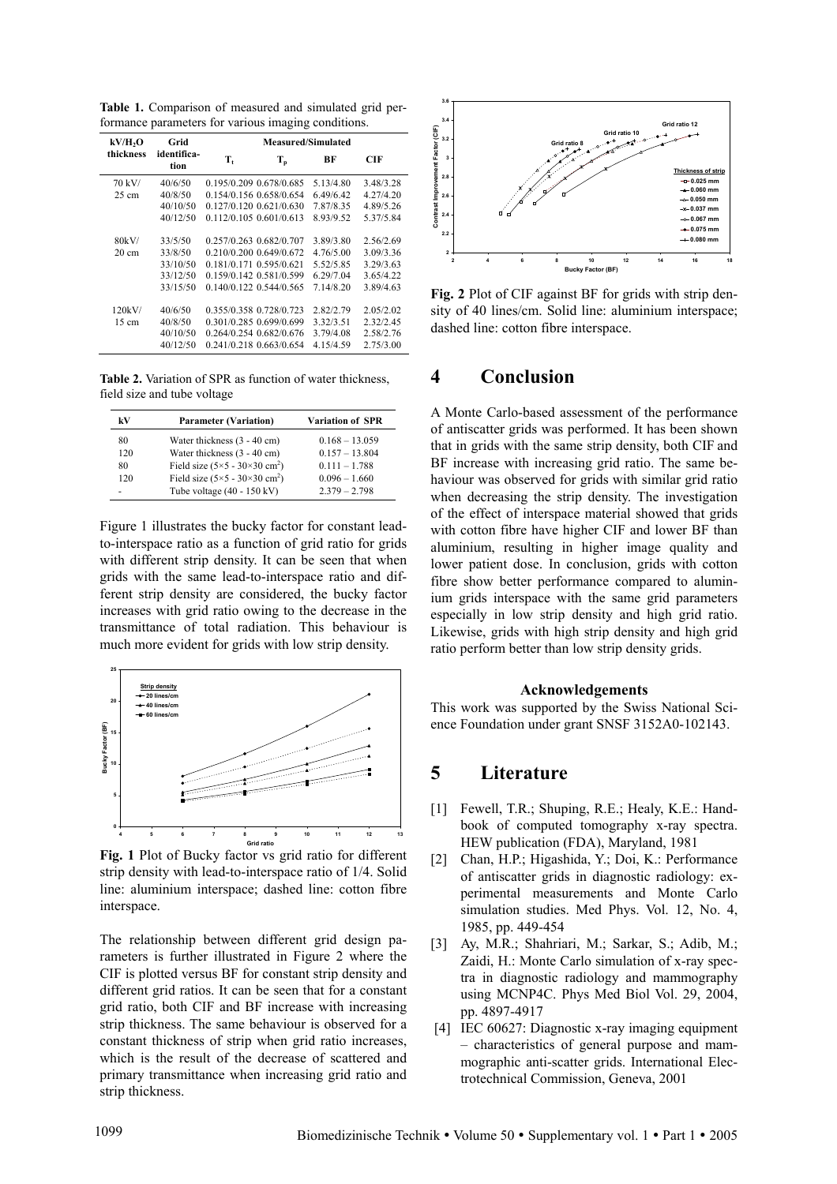**Table 1.** Comparison of measured and simulated grid performance parameters for various imaging conditions.

| kV/$H_2O$ thickness | Grid identification | Measured/Simulated | | | |
|---|---|---|---|---|---|
| | | $T_t$ | $T_p$ | BF | CIF |
| 70 kV/ 25 cm | 40/6/50 | 0.195/0.209 | 0.678/0.685 | 5.13/4.80 | 3.48/3.28 |
| | 40/8/50 | 0.154/0.156 | 0.658/0.654 | 6.49/6.42 | 4.27/4.20 |
| | 40/10/50 | 0.127/0.120 | 0.621/0.630 | 7.87/8.35 | 4.89/5.26 |
| | 40/12/50 | 0.112/0.105 | 0.601/0.613 | 8.93/9.52 | 5.37/5.84 |
| 80kV/ 20 cm | 33/5/50 | 0.257/0.263 | 0.682/0.707 | 3.89/3.80 | 2.56/2.69 |
| | 33/8/50 | 0.210/0.200 | 0.649/0.672 | 4.76/5.00 | 3.09/3.36 |
| | 33/10/50 | 0.181/0.171 | 0.595/0.621 | 5.52/5.85 | 3.29/3.63 |
| | 33/12/50 | 0.159/0.142 | 0.581/0.599 | 6.29/7.04 | 3.65/4.22 |
| | 33/15/50 | 0.140/0.122 | 0.544/0.565 | 7.14/8.20 | 3.89/4.63 |
| 120kV/ 15 cm | 40/6/50 | 0.355/0.358 | 0.728/0.723 | 2.82/2.79 | 2.05/2.02 |
| | 40/8/50 | 0.301/0.285 | 0.699/0.699 | 3.32/3.51 | 2.32/2.45 |
| | 40/10/50 | 0.264/0.254 | 0.682/0.676 | 3.79/4.08 | 2.58/2.76 |
| | 40/12/50 | 0.241/0.218 | 0.663/0.654 | 4.15/4.59 | 2.75/3.00 |

**Table 2.** Variation of SPR as function of water thickness, field size and tube voltage

| kV | Parameter (Variation) | Variation of SPR |
|---|---|---|
| 80 | Water thickness (3 - 40 cm) | 0.168 – 13.059 |
| 120 | Water thickness (3 - 40 cm) | 0.157 – 13.804 |
| 80 | Field size (5×5 - 30×30 $cm^2$) | 0.111 – 1.788 |
| 120 | Field size (5×5 - 30×30 $cm^2$) | 0.096 – 1.660 |
| - | Tube voltage (40 - 150 kV) | 2.379 – 2.798 |

Figure 1 illustrates the bucky factor for constant lead-to-interspace ratio as a function of grid ratio for grids with different strip density. It can be seen that when grids with the same lead-to-interspace ratio and different strip density are considered, the bucky factor increases with grid ratio owing to the decrease in the transmittance of total radiation. This behaviour is much more evident for grids with low strip density.

Strip density
20 lines/cm
40 lines/cm
60 lines/cm
Bucky Factor (BF)
Grid ratio

**Fig. 1** Plot of Bucky factor vs grid ratio for different strip density with lead-to-interspace ratio of 1/4. Solid line: aluminium interspace; dashed line: cotton fibre interspace.

The relationship between different grid design parameters is further illustrated in Figure 2 where the CIF is plotted versus BF for constant strip density and different grid ratios. It can be seen that for a constant grid ratio, both CIF and BF increase with increasing strip thickness. The same behaviour is observed for a constant thickness of strip when grid ratio increases, which is the result of the decrease of scattered and primary transmittance when increasing grid ratio and strip thickness.

Grid ratio 8
Grid ratio 10
Grid ratio 12
Thickness of strip
0.025 mm
0.060 mm
0.050 mm
0.037 mm
0.067 mm
0.075 mm
0.080 mm
Contrast Improvement Factor (CIF)
Bucky Factor (BF)

**Fig. 2** Plot of CIF against BF for grids with strip density of 40 lines/cm. Solid line: aluminium interspace; dashed line: cotton fibre interspace.

# 4 Conclusion

A Monte Carlo-based assessment of the performance of antiscatter grids was performed. It has been shown that in grids with the same strip density, both CIF and BF increase with increasing grid ratio. The same behaviour was observed for grids with similar grid ratio when decreasing the strip density. The investigation of the effect of interspace material showed that grids with cotton fibre have higher CIF and lower BF than aluminium, resulting in higher image quality and lower patient dose. In conclusion, grids with cotton fibre show better performance compared to aluminium grids interspace with the same grid parameters especially in low strip density and high grid ratio. Likewise, grids with high strip density and high grid ratio perform better than low strip density grids.

### Acknowledgements

This work was supported by the Swiss National Science Foundation under grant SNSF 3152A0-102143.

# 5 Literature

[1] Fewell, T.R.; Shuping, R.E.; Healy, K.E.: Handbook of computed tomography x-ray spectra. HEW publication (FDA), Maryland, 1981

[2] Chan, H.P.; Higashida, Y.; Doi, K.: Performance of antiscatter grids in diagnostic radiology: experimental measurements and Monte Carlo simulation studies. Med Phys. Vol. 12, No. 4, 1985, pp. 449-454

[3] Ay, M.R.; Shahriari, M.; Sarkar, S.; Adib, M.; Zaidi, H.: Monte Carlo simulation of x-ray spectra in diagnostic radiology and mammography using MCNP4C. Phys Med Biol Vol. 29, 2004, pp. 4897-4917

[4] IEC 60627: Diagnostic x-ray imaging equipment – characteristics of general purpose and mammographic anti-scatter grids. International Electrotechnical Commission, Geneva, 2001